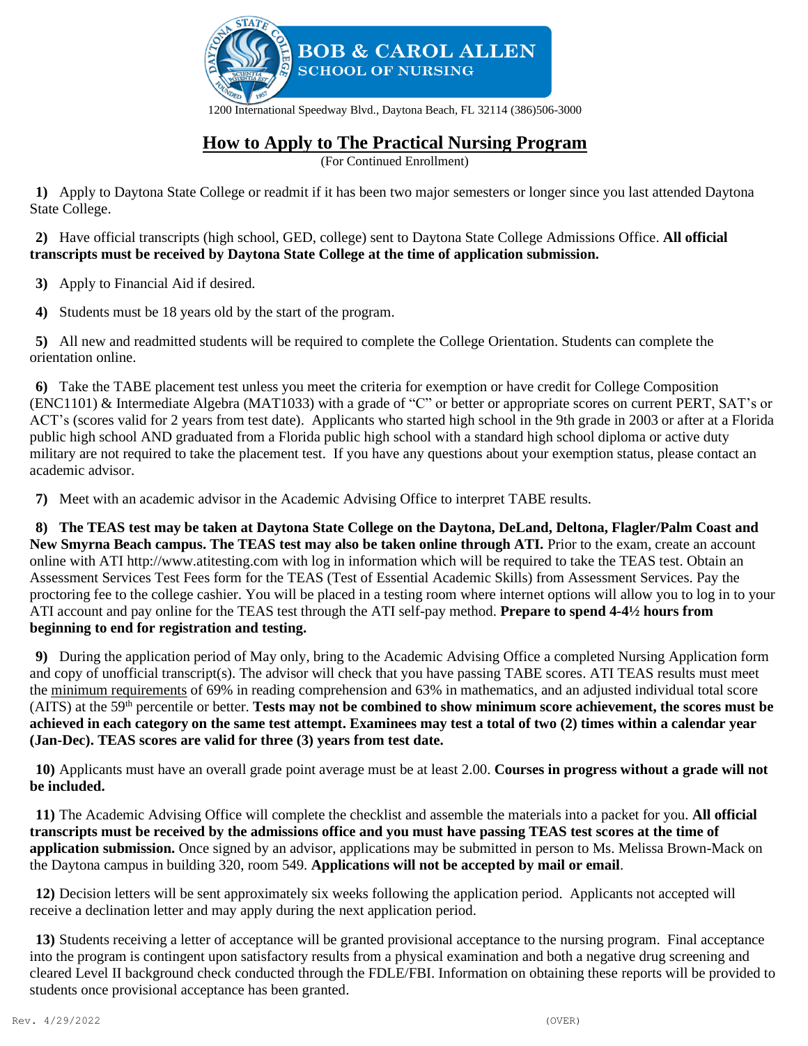**BOB & CAROL ALLEN**
**SCHOOL OF NURSING**

1200 International Speedway Blvd., Daytona Beach, FL 32114 (386)506-3000

# How to Apply to The Practical Nursing Program

(For Continued Enrollment)

**1)** Apply to Daytona State College or readmit if it has been two major semesters or longer since you last attended Daytona State College.

**2)** Have official transcripts (high school, GED, college) sent to Daytona State College Admissions Office. **All official transcripts must be received by Daytona State College at the time of application submission.**

**3)** Apply to Financial Aid if desired.

**4)** Students must be 18 years old by the start of the program.

**5)** All new and readmitted students will be required to complete the College Orientation. Students can complete the orientation online.

**6)** Take the TABE placement test unless you meet the criteria for exemption or have credit for College Composition (ENC1101) & Intermediate Algebra (MAT1033) with a grade of "C" or better or appropriate scores on current PERT, SAT's or ACT's (scores valid for 2 years from test date). Applicants who started high school in the 9th grade in 2003 or after at a Florida public high school AND graduated from a Florida public high school with a standard high school diploma or active duty military are not required to take the placement test. If you have any questions about your exemption status, please contact an academic advisor.

**7)** Meet with an academic advisor in the Academic Advising Office to interpret TABE results.

**8) The TEAS test may be taken at Daytona State College on the Daytona, DeLand, Deltona, Flagler/Palm Coast and New Smyrna Beach campus. The TEAS test may also be taken online through ATI.** Prior to the exam, create an account online with ATI http://www.atitesting.com with log in information which will be required to take the TEAS test. Obtain an Assessment Services Test Fees form for the TEAS (Test of Essential Academic Skills) from Assessment Services. Pay the proctoring fee to the college cashier. You will be placed in a testing room where internet options will allow you to log in to your ATI account and pay online for the TEAS test through the ATI self-pay method. **Prepare to spend 4-4½ hours from beginning to end for registration and testing.**

**9)** During the application period of May only, bring to the Academic Advising Office a completed Nursing Application form and copy of unofficial transcript(s). The advisor will check that you have passing TABE scores. ATI TEAS results must meet the minimum requirements of 69% in reading comprehension and 63% in mathematics, and an adjusted individual total score (AITS) at the 59th percentile or better. **Tests may not be combined to show minimum score achievement, the scores must be achieved in each category on the same test attempt. Examinees may test a total of two (2) times within a calendar year (Jan-Dec). TEAS scores are valid for three (3) years from test date.**

**10)** Applicants must have an overall grade point average must be at least 2.00. **Courses in progress without a grade will not be included.**

**11)** The Academic Advising Office will complete the checklist and assemble the materials into a packet for you. **All official transcripts must be received by the admissions office and you must have passing TEAS test scores at the time of application submission.** Once signed by an advisor, applications may be submitted in person to Ms. Melissa Brown-Mack on the Daytona campus in building 320, room 549. **Applications will not be accepted by mail or email**.

**12)** Decision letters will be sent approximately six weeks following the application period. Applicants not accepted will receive a declination letter and may apply during the next application period.

**13)** Students receiving a letter of acceptance will be granted provisional acceptance to the nursing program. Final acceptance into the program is contingent upon satisfactory results from a physical examination and both a negative drug screening and cleared Level II background check conducted through the FDLE/FBI. Information on obtaining these reports will be provided to students once provisional acceptance has been granted.

Rev. 4/29/2022 (OVER)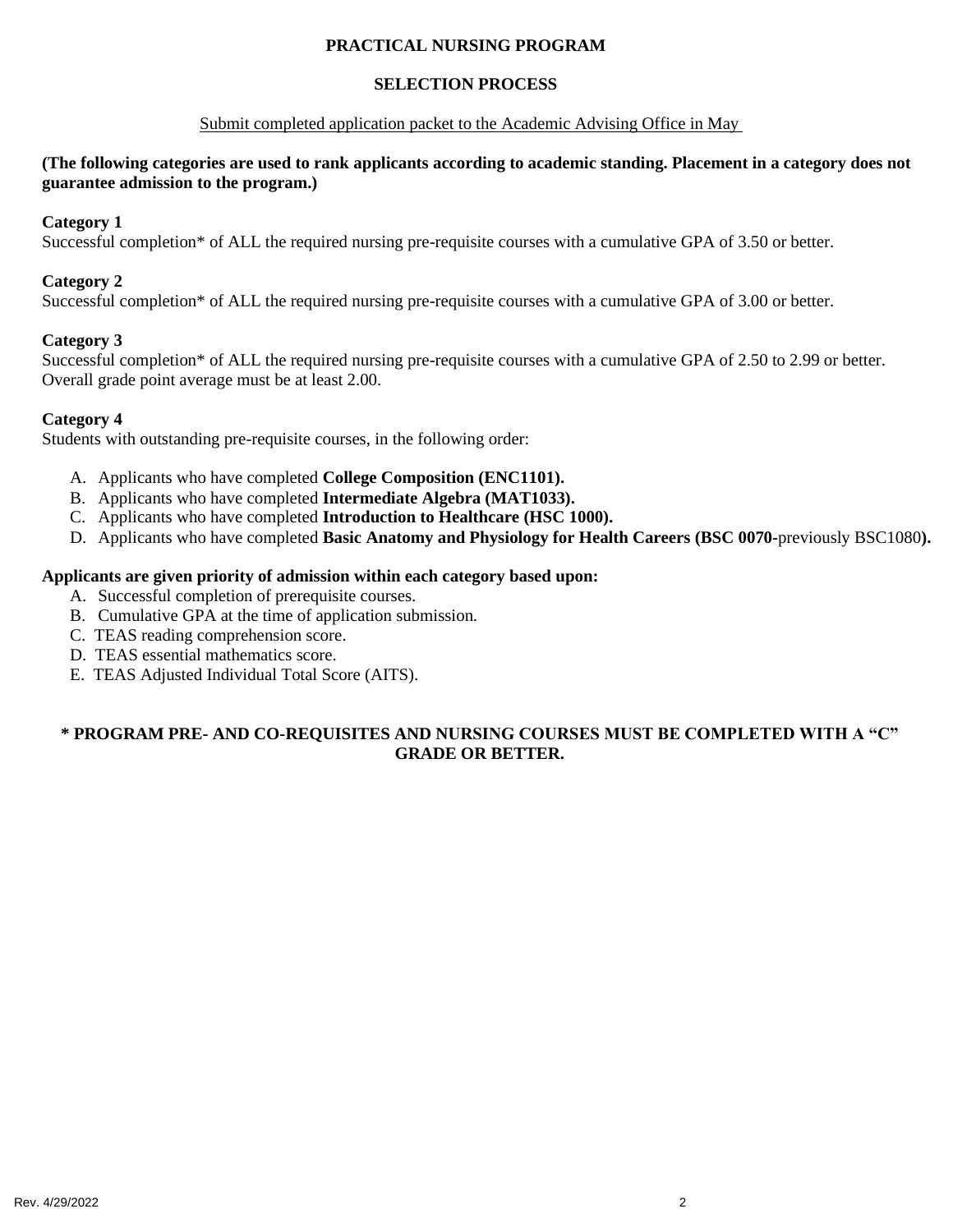# PRACTICAL NURSING PROGRAM

## SELECTION PROCESS

<u>Submit completed application packet to the Academic Advising Office in May</u>

**(The following categories are used to rank applicants according to academic standing. Placement in a category does not guarantee admission to the program.)**

**Category 1**
Successful completion* of ALL the required nursing pre-requisite courses with a cumulative GPA of 3.50 or better.

**Category 2**
Successful completion* of ALL the required nursing pre-requisite courses with a cumulative GPA of 3.00 or better.

**Category 3**
Successful completion* of ALL the required nursing pre-requisite courses with a cumulative GPA of 2.50 to 2.99 or better. Overall grade point average must be at least 2.00.

**Category 4**
Students with outstanding pre-requisite courses, in the following order:

A. Applicants who have completed **College Composition (ENC1101).**
B. Applicants who have completed **Intermediate Algebra (MAT1033).**
C. Applicants who have completed **Introduction to Healthcare (HSC 1000).**
D. Applicants who have completed **Basic Anatomy and Physiology for Health Careers (BSC 0070-**previously BSC1080**).**

**Applicants are given priority of admission within each category based upon:**

A. Successful completion of prerequisite courses.
B. Cumulative GPA at the time of application submission.
C. TEAS reading comprehension score.
D. TEAS essential mathematics score.
E. TEAS Adjusted Individual Total Score (AITS).

**\* PROGRAM PRE- AND CO-REQUISITES AND NURSING COURSES MUST BE COMPLETED WITH A "C" GRADE OR BETTER.**

Rev. 4/29/2022